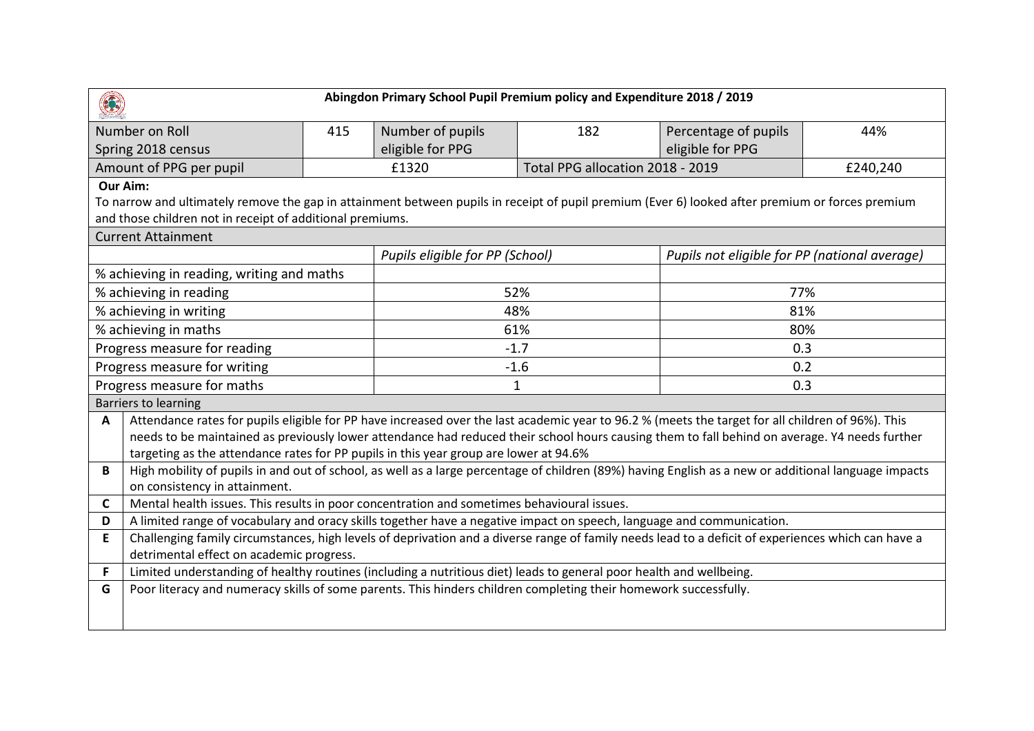# Abingdon Primary School Pupil Premium policy and Expenditure 2018 / 2019

| Number on Roll Spring 2018 census | 415 | Number of pupils eligible for PPG | 182 | Percentage of pupils eligible for PPG | 44% |
|---|---|---|---|---|---|
| Amount of PPG per pupil | £1320 | | Total PPG allocation 2018 - 2019 | | £240,240 |

**Our Aim:**

To narrow and ultimately remove the gap in attainment between pupils in receipt of pupil premium (Ever 6) looked after premium or forces premium and those children not in receipt of additional premiums.

## Current Attainment

| | *Pupils eligible for PP (School)* | *Pupils not eligible for PP (national average)* |
|---|---|---|
| % achieving in reading, writing and maths | | |
| % achieving in reading | 52% | 77% |
| % achieving in writing | 48% | 81% |
| % achieving in maths | 61% | 80% |
| Progress measure for reading | -1.7 | 0.3 |
| Progress measure for writing | -1.6 | 0.2 |
| Progress measure for maths | 1 | 0.3 |

## Barriers to learning

| | |
|---|---|
| **A** | Attendance rates for pupils eligible for PP have increased over the last academic year to 96.2 % (meets the target for all children of 96%). This needs to be maintained as previously lower attendance had reduced their school hours causing them to fall behind on average. Y4 needs further targeting as the attendance rates for PP pupils in this year group are lower at 94.6% |
| **B** | High mobility of pupils in and out of school, as well as a large percentage of children (89%) having English as a new or additional language impacts on consistency in attainment. |
| **C** | Mental health issues. This results in poor concentration and sometimes behavioural issues. |
| **D** | A limited range of vocabulary and oracy skills together have a negative impact on speech, language and communication. |
| **E** | Challenging family circumstances, high levels of deprivation and a diverse range of family needs lead to a deficit of experiences which can have a detrimental effect on academic progress. |
| **F** | Limited understanding of healthy routines (including a nutritious diet) leads to general poor health and wellbeing. |
| **G** | Poor literacy and numeracy skills of some parents. This hinders children completing their homework successfully. |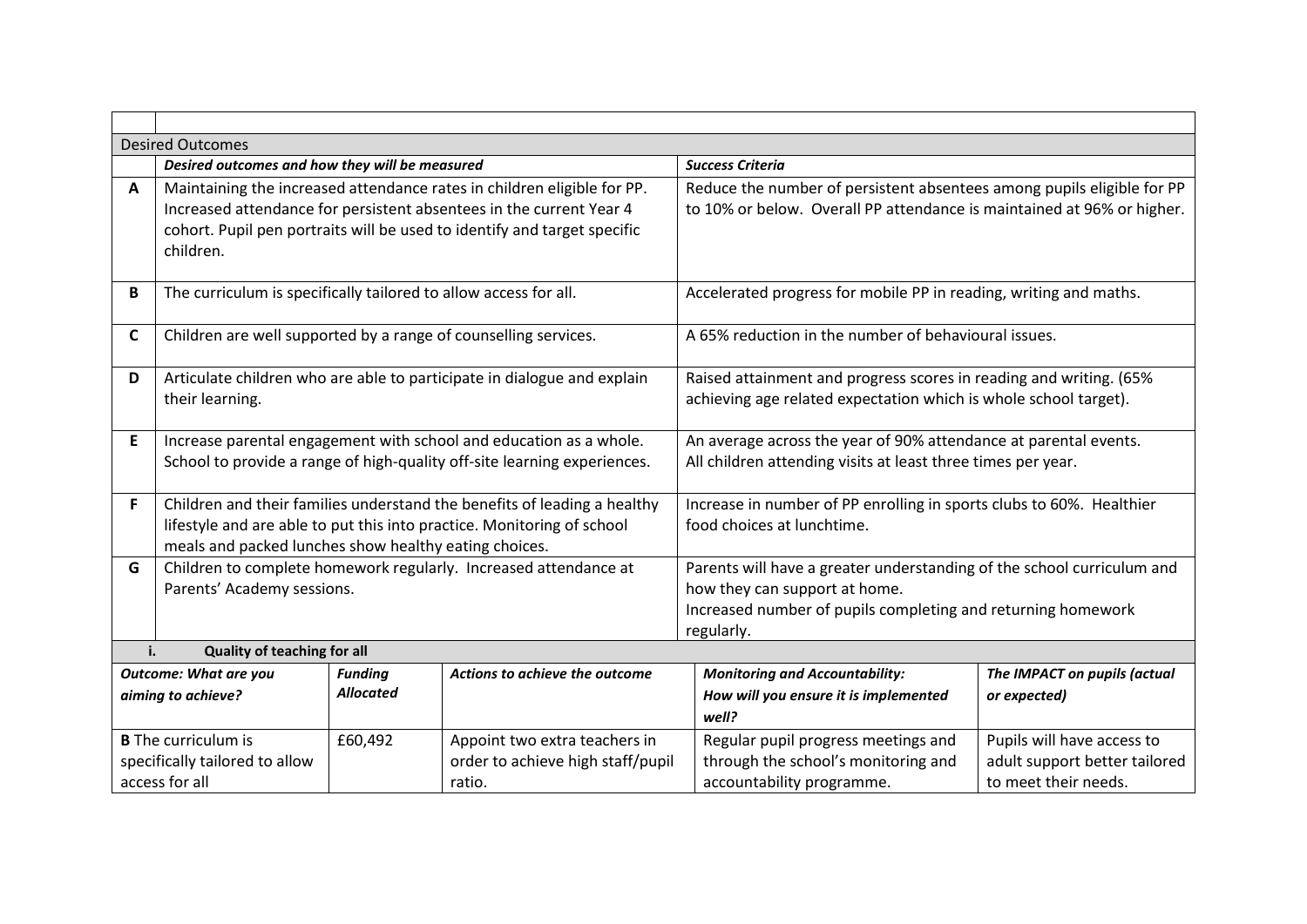| | Desired Outcomes | |
|---|---|---|
| | ***Desired outcomes and how they will be measured*** | ***Success Criteria*** |
| **A** | Maintaining the increased attendance rates in children eligible for PP. Increased attendance for persistent absentees in the current Year 4 cohort. Pupil pen portraits will be used to identify and target specific children. | Reduce the number of persistent absentees among pupils eligible for PP to 10% or below. Overall PP attendance is maintained at 96% or higher. |
| **B** | The curriculum is specifically tailored to allow access for all. | Accelerated progress for mobile PP in reading, writing and maths. |
| **C** | Children are well supported by a range of counselling services. | A 65% reduction in the number of behavioural issues. |
| **D** | Articulate children who are able to participate in dialogue and explain their learning. | Raised attainment and progress scores in reading and writing. (65% achieving age related expectation which is whole school target). |
| **E** | Increase parental engagement with school and education as a whole. School to provide a range of high-quality off-site learning experiences. | An average across the year of 90% attendance at parental events. All children attending visits at least three times per year. |
| **F** | Children and their families understand the benefits of leading a healthy lifestyle and are able to put this into practice. Monitoring of school meals and packed lunches show healthy eating choices. | Increase in number of PP enrolling in sports clubs to 60%. Healthier food choices at lunchtime. |
| **G** | Children to complete homework regularly. Increased attendance at Parents' Academy sessions. | Parents will have a greater understanding of the school curriculum and how they can support at home. Increased number of pupils completing and returning homework regularly. |

**i. Quality of teaching for all**

| ***Outcome: What are you aiming to achieve?*** | ***Funding Allocated*** | ***Actions to achieve the outcome*** | ***Monitoring and Accountability: How will you ensure it is implemented well?*** | ***The IMPACT on pupils (actual or expected)*** |
|---|---|---|---|---|
| **B** The curriculum is specifically tailored to allow access for all | £60,492 | Appoint two extra teachers in order to achieve high staff/pupil ratio. | Regular pupil progress meetings and through the school's monitoring and accountability programme. | Pupils will have access to adult support better tailored to meet their needs. |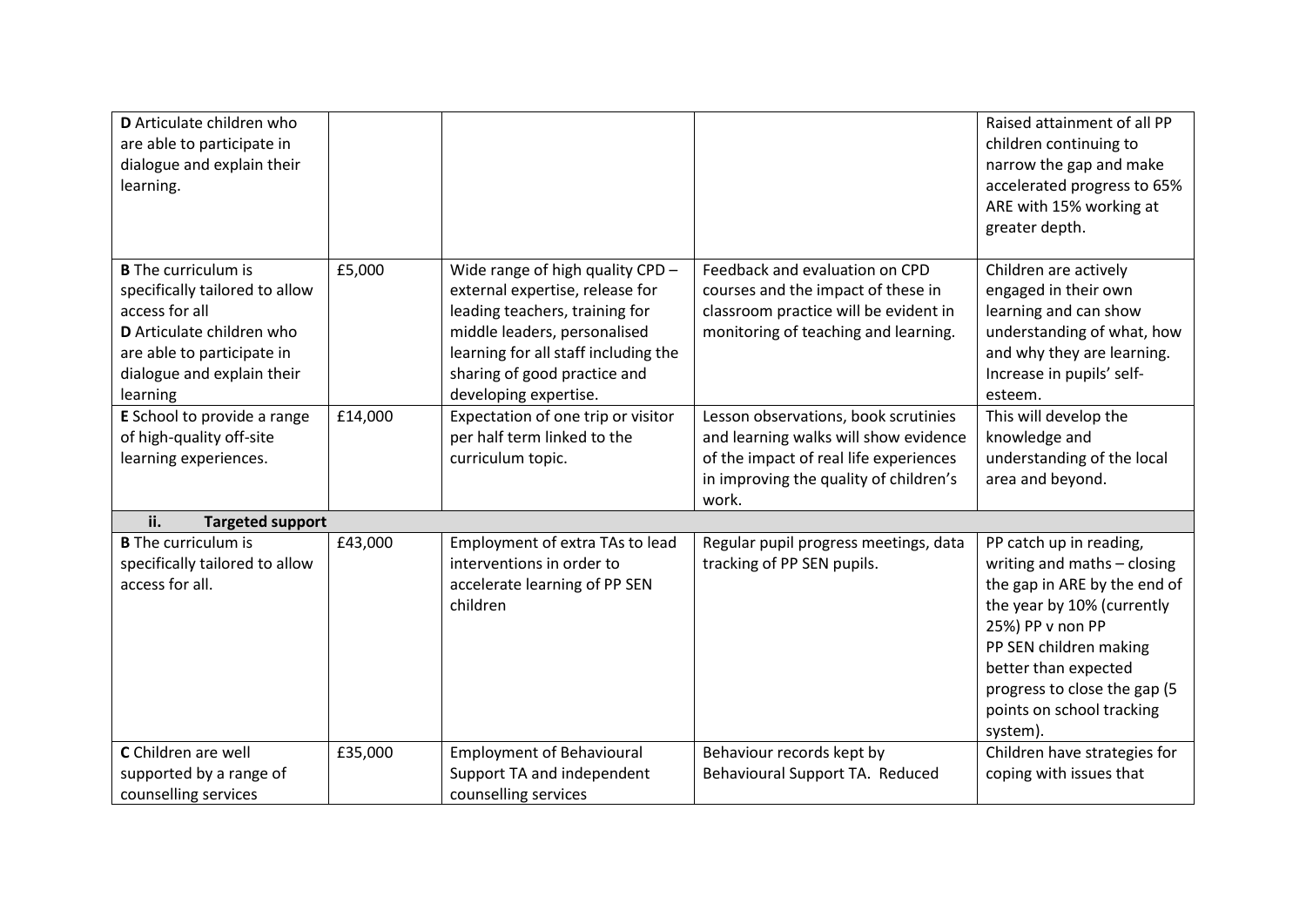| | | | | |
|---|---|---|---|---|
| **D** Articulate children who are able to participate in dialogue and explain their learning. | | | | Raised attainment of all PP children continuing to narrow the gap and make accelerated progress to 65% ARE with 15% working at greater depth. |
| **B** The curriculum is specifically tailored to allow access for all<br>**D** Articulate children who are able to participate in dialogue and explain their learning | £5,000 | Wide range of high quality CPD – external expertise, release for leading teachers, training for middle leaders, personalised learning for all staff including the sharing of good practice and developing expertise. | Feedback and evaluation on CPD courses and the impact of these in classroom practice will be evident in monitoring of teaching and learning. | Children are actively engaged in their own learning and can show understanding of what, how and why they are learning. Increase in pupils' self-esteem. |
| **E** School to provide a range of high-quality off-site learning experiences. | £14,000 | Expectation of one trip or visitor per half term linked to the curriculum topic. | Lesson observations, book scrutinies and learning walks will show evidence of the impact of real life experiences in improving the quality of children's work. | This will develop the knowledge and understanding of the local area and beyond. |
| **ii. Targeted support** | | | | |
| **B** The curriculum is specifically tailored to allow access for all. | £43,000 | Employment of extra TAs to lead interventions in order to accelerate learning of PP SEN children | Regular pupil progress meetings, data tracking of PP SEN pupils. | PP catch up in reading, writing and maths – closing the gap in ARE by the end of the year by 10% (currently 25%) PP v non PP<br>PP SEN children making better than expected progress to close the gap (5 points on school tracking system). |
| **C** Children are well supported by a range of counselling services | £35,000 | Employment of Behavioural Support TA and independent counselling services | Behaviour records kept by Behavioural Support TA. Reduced | Children have strategies for coping with issues that |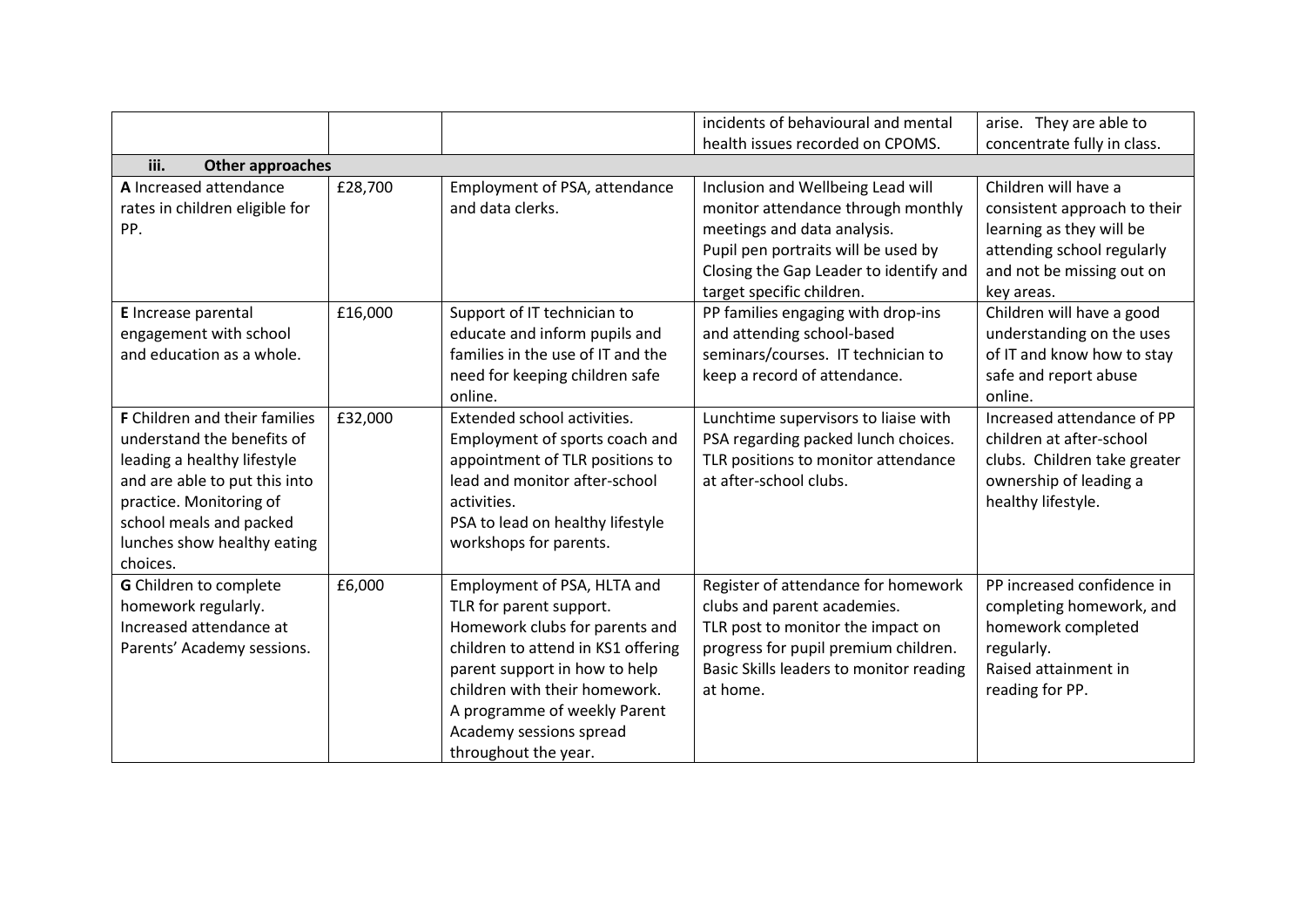| | | | | |
|---|---|---|---|---|
| | | | incidents of behavioural and mental health issues recorded on CPOMS. | arise. They are able to concentrate fully in class. |
| **iii. Other approaches** | | | | |
| **A** Increased attendance rates in children eligible for PP. | £28,700 | Employment of PSA, attendance and data clerks. | Inclusion and Wellbeing Lead will monitor attendance through monthly meetings and data analysis. Pupil pen portraits will be used by Closing the Gap Leader to identify and target specific children. | Children will have a consistent approach to their learning as they will be attending school regularly and not be missing out on key areas. |
| **E** Increase parental engagement with school and education as a whole. | £16,000 | Support of IT technician to educate and inform pupils and families in the use of IT and the need for keeping children safe online. | PP families engaging with drop-ins and attending school-based seminars/courses. IT technician to keep a record of attendance. | Children will have a good understanding on the uses of IT and know how to stay safe and report abuse online. |
| **F** Children and their families understand the benefits of leading a healthy lifestyle and are able to put this into practice. Monitoring of school meals and packed lunches show healthy eating choices. | £32,000 | Extended school activities. Employment of sports coach and appointment of TLR positions to lead and monitor after-school activities. PSA to lead on healthy lifestyle workshops for parents. | Lunchtime supervisors to liaise with PSA regarding packed lunch choices. TLR positions to monitor attendance at after-school clubs. | Increased attendance of PP children at after-school clubs. Children take greater ownership of leading a healthy lifestyle. |
| **G** Children to complete homework regularly. Increased attendance at Parents' Academy sessions. | £6,000 | Employment of PSA, HLTA and TLR for parent support. Homework clubs for parents and children to attend in KS1 offering parent support in how to help children with their homework. A programme of weekly Parent Academy sessions spread throughout the year. | Register of attendance for homework clubs and parent academies. TLR post to monitor the impact on progress for pupil premium children. Basic Skills leaders to monitor reading at home. | PP increased confidence in completing homework, and homework completed regularly. Raised attainment in reading for PP. |